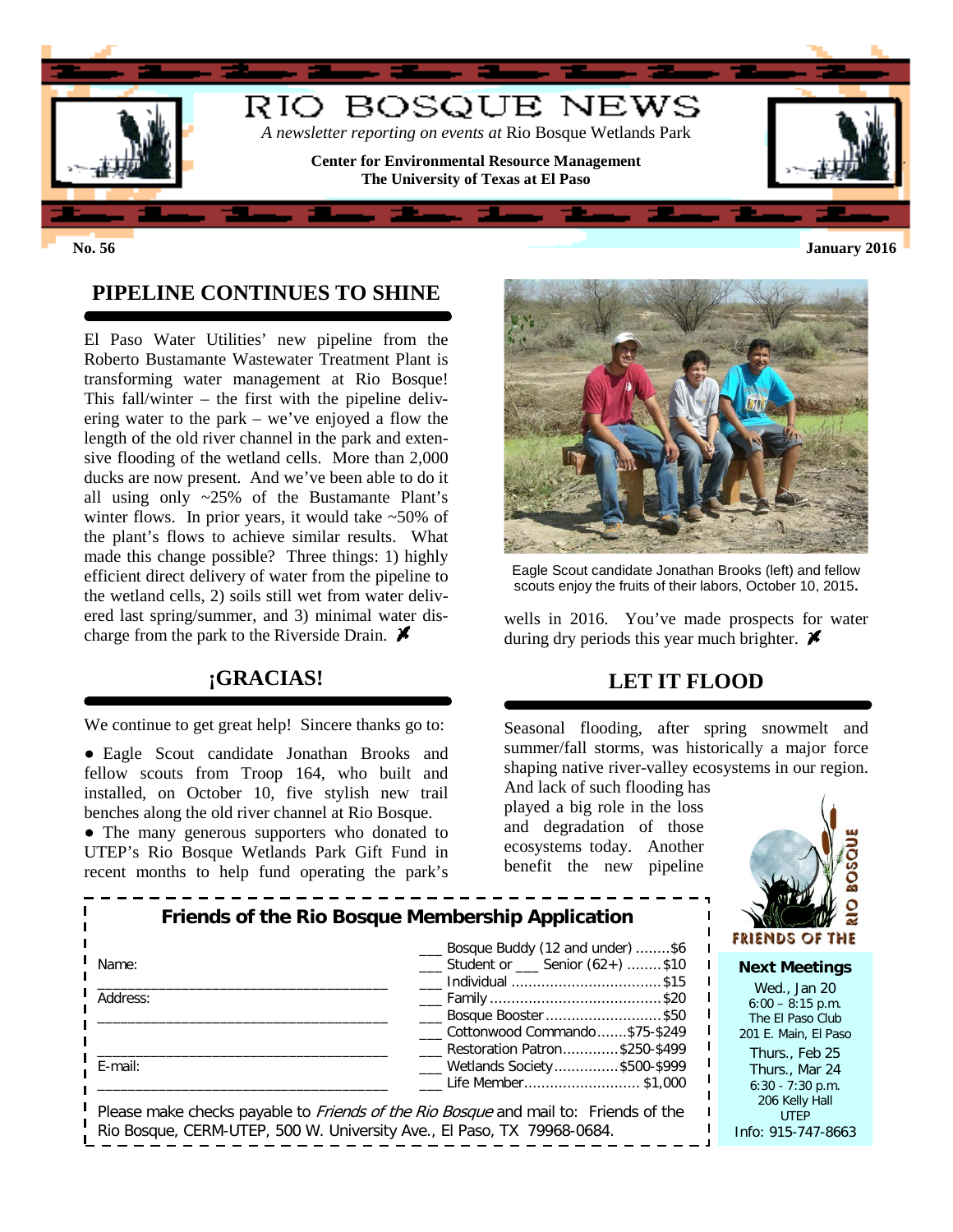# RIO BOSQUE NEWS

*A newsletter reporting on events at* Rio Bosque Wetlands Park

**Center for Environmental Resource Management**
**The University of Texas at El Paso**

**No. 56** **January 2016**

## PIPELINE CONTINUES TO SHINE

El Paso Water Utilities' new pipeline from the Roberto Bustamante Wastewater Treatment Plant is transforming water management at Rio Bosque! This fall/winter – the first with the pipeline delivering water to the park – we've enjoyed a flow the length of the old river channel in the park and extensive flooding of the wetland cells. More than 2,000 ducks are now present. And we've been able to do it all using only ~25% of the Bustamante Plant's winter flows. In prior years, it would take ~50% of the plant's flows to achieve similar results. What made this change possible? Three things: 1) highly efficient direct delivery of water from the pipeline to the wetland cells, 2) soils still wet from water delivered last spring/summer, and 3) minimal water discharge from the park to the Riverside Drain.

## ¡GRACIAS!

We continue to get great help! Sincere thanks go to:

- Eagle Scout candidate Jonathan Brooks and fellow scouts from Troop 164, who built and installed, on October 10, five stylish new trail benches along the old river channel at Rio Bosque.
- The many generous supporters who donated to UTEP's Rio Bosque Wetlands Park Gift Fund in recent months to help fund operating the park's wells in 2016. You've made prospects for water during dry periods this year much brighter.

Eagle Scout candidate Jonathan Brooks (left) and fellow scouts enjoy the fruits of their labors, October 10, 2015.

## LET IT FLOOD

Seasonal flooding, after spring snowmelt and summer/fall storms, was historically a major force shaping native river-valley ecosystems in our region. And lack of such flooding has played a big role in the loss and degradation of those ecosystems today. Another benefit the new pipeline

### Friends of the Rio Bosque Membership Application

Name: ______________________________________

Address: ______________________________________

______________________________________

E-mail: ______________________________________

- ___ Bosque Buddy (12 and under) ........$6
- ___ Student or ___ Senior (62+) ........ $10
- ___ Individual .................................. $15
- ___ Family ........................................ $20
- ___ Bosque Booster ........................... $50
- ___ Cottonwood Commando.......$75-$249
- ___ Restoration Patron............$250-$499
- ___ Wetlands Society...............$500-$999
- ___ Life Member........................... $1,000

Please make checks payable to *Friends of the Rio Bosque* and mail to: Friends of the Rio Bosque, CERM-UTEP, 500 W. University Ave., El Paso, TX 79968-0684.

FRIENDS OF THE RIO BOSQUE

**Next Meetings**

Wed., Jan 20
6:00 – 8:15 p.m.
The El Paso Club
201 E. Main, El Paso

Thurs., Feb 25
Thurs., Mar 24
6:30 - 7:30 p.m.
206 Kelly Hall
UTEP

Info: 915-747-8663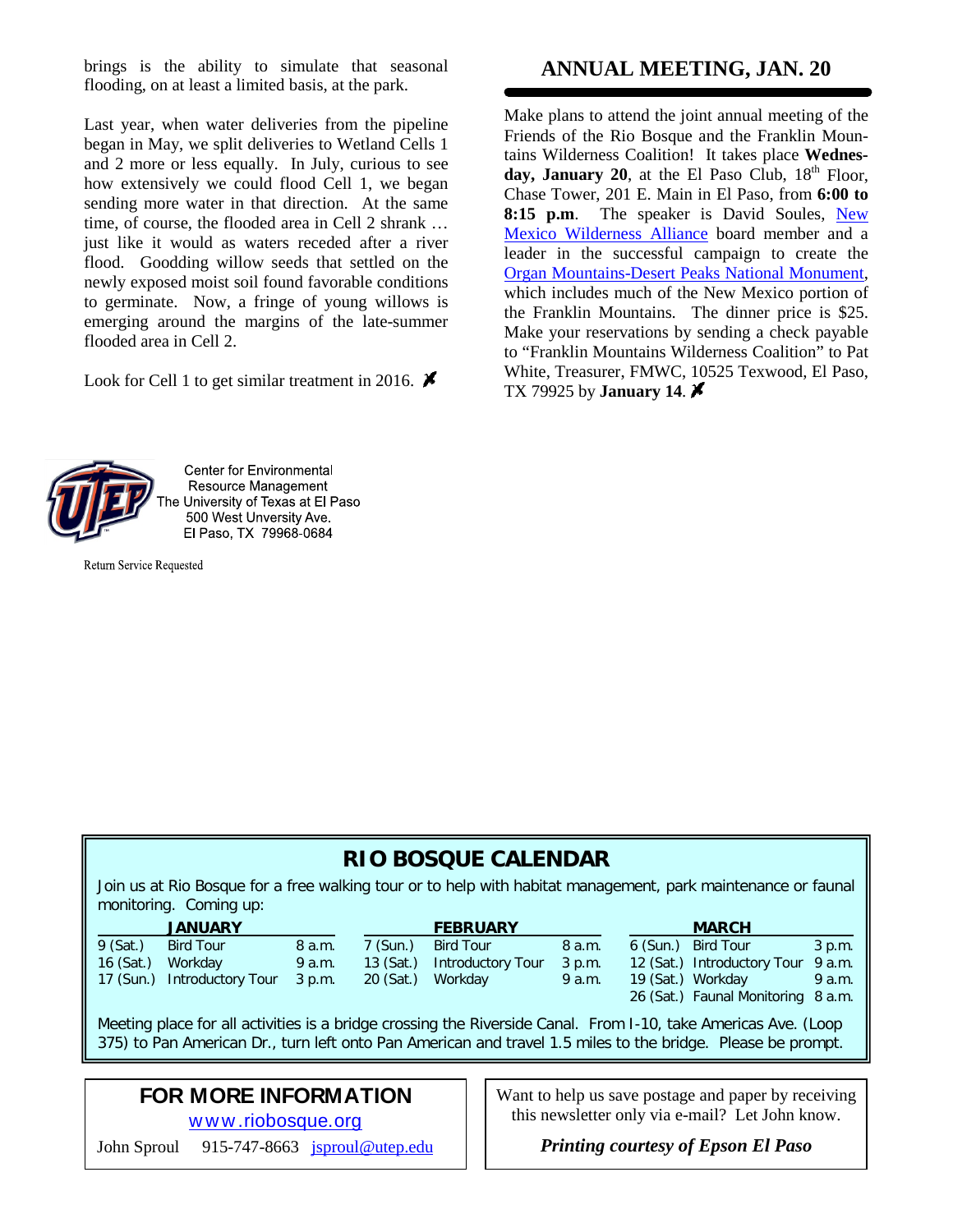brings is the ability to simulate that seasonal flooding, on at least a limited basis, at the park.

Last year, when water deliveries from the pipeline began in May, we split deliveries to Wetland Cells 1 and 2 more or less equally. In July, curious to see how extensively we could flood Cell 1, we began sending more water in that direction. At the same time, of course, the flooded area in Cell 2 shrank … just like it would as waters receded after a river flood. Goodding willow seeds that settled on the newly exposed moist soil found favorable conditions to germinate. Now, a fringe of young willows is emerging around the margins of the late-summer flooded area in Cell 2.

Look for Cell 1 to get similar treatment in 2016.

## ANNUAL MEETING, JAN. 20

Make plans to attend the joint annual meeting of the Friends of the Rio Bosque and the Franklin Mountains Wilderness Coalition! It takes place **Wednesday, January 20**, at the El Paso Club, 18th Floor, Chase Tower, 201 E. Main in El Paso, from **6:00 to 8:15 p.m**. The speaker is David Soules, New Mexico Wilderness Alliance board member and a leader in the successful campaign to create the Organ Mountains-Desert Peaks National Monument, which includes much of the New Mexico portion of the Franklin Mountains. The dinner price is $25. Make your reservations by sending a check payable to "Franklin Mountains Wilderness Coalition" to Pat White, Treasurer, FMWC, 10525 Texwood, El Paso, TX 79925 by **January 14**.

Center for Environmental Resource Management
The University of Texas at El Paso
500 West Unversity Ave.
El Paso, TX 79968-0684

Return Service Requested

## RIO BOSQUE CALENDAR

Join us at Rio Bosque for a free walking tour or to help with habitat management, park maintenance or faunal monitoring. Coming up:

**JANUARY**

| | | |
|---|---|---|
| 9 (Sat.) | Bird Tour | 8 a.m. |
| 16 (Sat.) | Workday | 9 a.m. |
| 17 (Sun.) | Introductory Tour | 3 p.m. |

**FEBRUARY**

| | | |
|---|---|---|
| 7 (Sun.) | Bird Tour | 8 a.m. |
| 13 (Sat.) | Introductory Tour | 3 p.m. |
| 20 (Sat.) | Workday | 9 a.m. |

**MARCH**

| | | |
|---|---|---|
| 6 (Sun.) | Bird Tour | 3 p.m. |
| 12 (Sat.) | Introductory Tour | 9 a.m. |
| 19 (Sat.) | Workday | 9 a.m. |
| 26 (Sat.) | Faunal Monitoring | 8 a.m. |

Meeting place for all activities is a bridge crossing the Riverside Canal. From I-10, take Americas Ave. (Loop 375) to Pan American Dr., turn left onto Pan American and travel 1.5 miles to the bridge. Please be prompt.

## FOR MORE INFORMATION

www.riobosque.org

John Sproul 915-747-8663 jsproul@utep.edu

Want to help us save postage and paper by receiving this newsletter only via e-mail? Let John know.

***Printing courtesy of Epson El Paso***